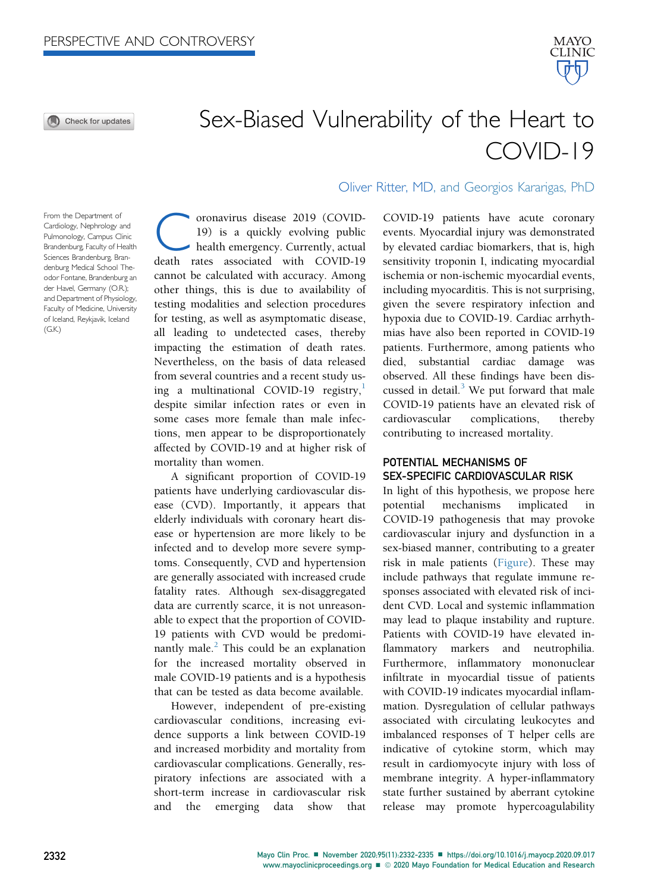PERSPECTIVE AND CONTROVERSY

# Sex-Biased Vulnerability of the Heart to COVID-19

Oliver Ritter, MD, and Georgios Kararigas, PhD

From the Department of Cardiology, Nephrology and Pulmonology, Campus Clinic Brandenburg, Faculty of Health Sciences Brandenburg, Brandenburg Medical School Theodor Fontane, Brandenburg an der Havel, Germany (O.R.); and Department of Physiology, Faculty of Medicine, University of Iceland, Reykjavik, Iceland (G.K.)

Coronavirus disease 2019 (COVID-19) is a quickly evolving public health emergency. Currently, actual death rates associated with COVID-19 cannot be calculated with accuracy. Among other things, this is due to availability of testing modalities and selection procedures for testing, as well as asymptomatic disease, all leading to undetected cases, thereby impacting the estimation of death rates. Nevertheless, on the basis of data released from several countries and a recent study using a multinational COVID-19 registry,[1] despite similar infection rates or even in some cases more female than male infections, men appear to be disproportionately affected by COVID-19 and at higher risk of mortality than women.

A significant proportion of COVID-19 patients have underlying cardiovascular disease (CVD). Importantly, it appears that elderly individuals with coronary heart disease or hypertension are more likely to be infected and to develop more severe symptoms. Consequently, CVD and hypertension are generally associated with increased crude fatality rates. Although sex-disaggregated data are currently scarce, it is not unreasonable to expect that the proportion of COVID-19 patients with CVD would be predominantly male.[2] This could be an explanation for the increased mortality observed in male COVID-19 patients and is a hypothesis that can be tested as data become available.

However, independent of pre-existing cardiovascular conditions, increasing evidence supports a link between COVID-19 and increased morbidity and mortality from cardiovascular complications. Generally, respiratory infections are associated with a short-term increase in cardiovascular risk and the emerging data show that COVID-19 patients have acute coronary events. Myocardial injury was demonstrated by elevated cardiac biomarkers, that is, high sensitivity troponin I, indicating myocardial ischemia or non-ischemic myocardial events, including myocarditis. This is not surprising, given the severe respiratory infection and hypoxia due to COVID-19. Cardiac arrhythmias have also been reported in COVID-19 patients. Furthermore, among patients who died, substantial cardiac damage was observed. All these findings have been discussed in detail.[3] We put forward that male COVID-19 patients have an elevated risk of cardiovascular complications, thereby contributing to increased mortality.

## POTENTIAL MECHANISMS OF SEX-SPECIFIC CARDIOVASCULAR RISK

In light of this hypothesis, we propose here potential mechanisms implicated in COVID-19 pathogenesis that may provoke cardiovascular injury and dysfunction in a sex-biased manner, contributing to a greater risk in male patients (Figure). These may include pathways that regulate immune responses associated with elevated risk of incident CVD. Local and systemic inflammation may lead to plaque instability and rupture. Patients with COVID-19 have elevated inflammatory markers and neutrophilia. Furthermore, inflammatory mononuclear infiltrate in myocardial tissue of patients with COVID-19 indicates myocardial inflammation. Dysregulation of cellular pathways associated with circulating leukocytes and imbalanced responses of T helper cells are indicative of cytokine storm, which may result in cardiomyocyte injury with loss of membrane integrity. A hyper-inflammatory state further sustained by aberrant cytokine release may promote hypercoagulability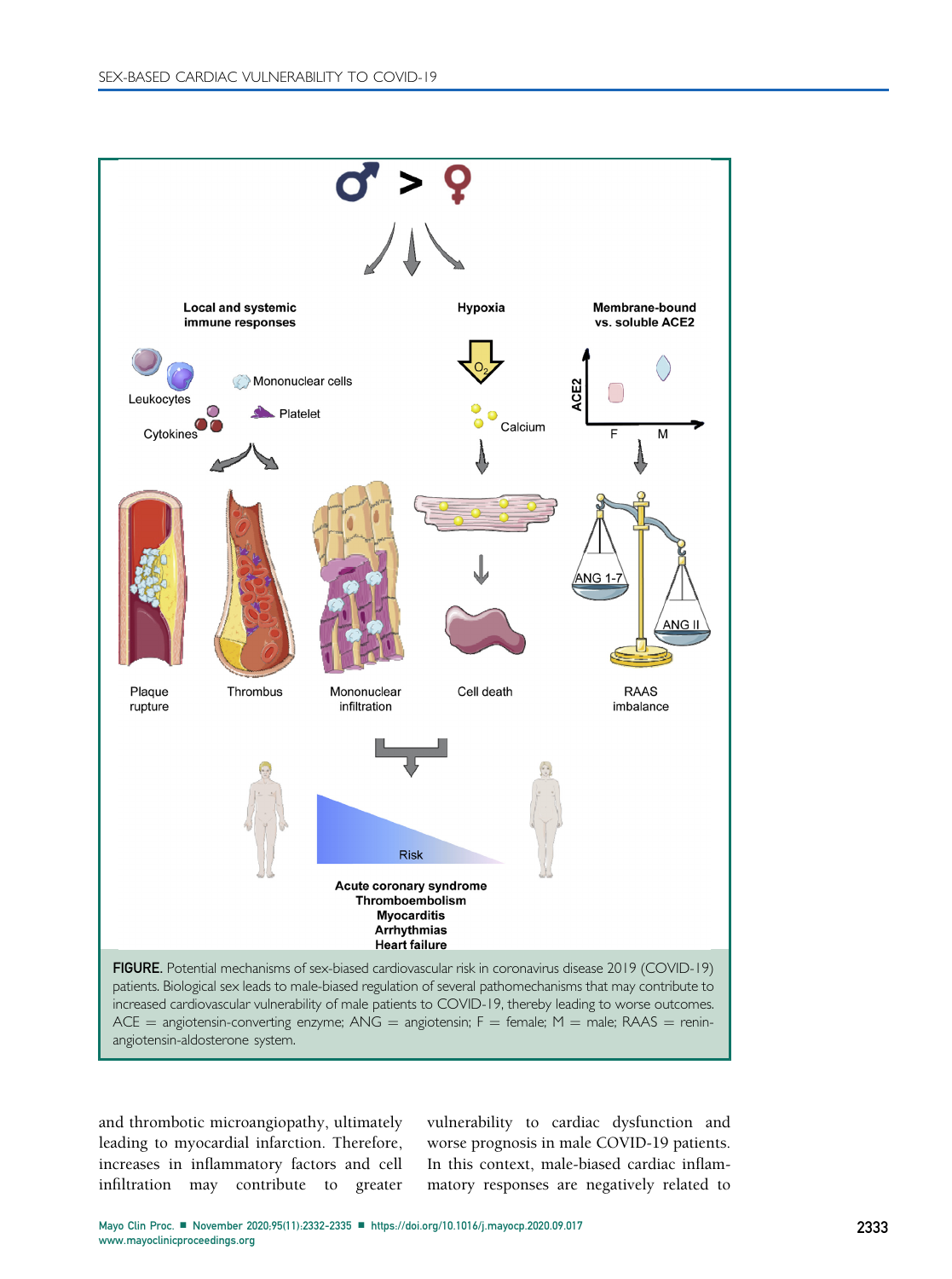FIGURE. Potential mechanisms of sex-biased cardiovascular risk in coronavirus disease 2019 (COVID-19) patients. Biological sex leads to male-biased regulation of several pathomechanisms that may contribute to increased cardiovascular vulnerability of male patients to COVID-19, thereby leading to worse outcomes. ACE = angiotensin-converting enzyme; ANG = angiotensin; F = female; M = male; RAAS = renin-angiotensin-aldosterone system.

and thrombotic microangiopathy, ultimately leading to myocardial infarction. Therefore, increases in inflammatory factors and cell infiltration may contribute to greater vulnerability to cardiac dysfunction and worse prognosis in male COVID-19 patients. In this context, male-biased cardiac inflammatory responses are negatively related to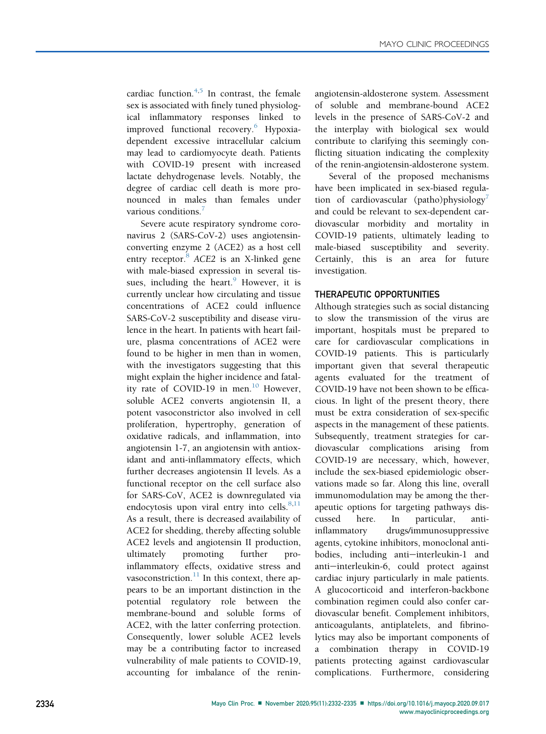cardiac function.[4,5] In contrast, the female sex is associated with finely tuned physiological inflammatory responses linked to improved functional recovery.[6] Hypoxia-dependent excessive intracellular calcium may lead to cardiomyocyte death. Patients with COVID-19 present with increased lactate dehydrogenase levels. Notably, the degree of cardiac cell death is more pronounced in males than females under various conditions.[7]

Severe acute respiratory syndrome coronavirus 2 (SARS-CoV-2) uses angiotensin-converting enzyme 2 (ACE2) as a host cell entry receptor.[8] *ACE2* is an X-linked gene with male-biased expression in several tissues, including the heart.[9] However, it is currently unclear how circulating and tissue concentrations of ACE2 could influence SARS-CoV-2 susceptibility and disease virulence in the heart. In patients with heart failure, plasma concentrations of ACE2 were found to be higher in men than in women, with the investigators suggesting that this might explain the higher incidence and fatality rate of COVID-19 in men.[10] However, soluble ACE2 converts angiotensin II, a potent vasoconstrictor also involved in cell proliferation, hypertrophy, generation of oxidative radicals, and inflammation, into angiotensin 1-7, an angiotensin with antioxidant and anti-inflammatory effects, which further decreases angiotensin II levels. As a functional receptor on the cell surface also for SARS-CoV, ACE2 is downregulated via endocytosis upon viral entry into cells.[8,11] As a result, there is decreased availability of ACE2 for shedding, thereby affecting soluble ACE2 levels and angiotensin II production, ultimately promoting further pro-inflammatory effects, oxidative stress and vasoconstriction.[11] In this context, there appears to be an important distinction in the potential regulatory role between the membrane-bound and soluble forms of ACE2, with the latter conferring protection. Consequently, lower soluble ACE2 levels may be a contributing factor to increased vulnerability of male patients to COVID-19, accounting for imbalance of the renin-angiotensin-aldosterone system. Assessment of soluble and membrane-bound ACE2 levels in the presence of SARS-CoV-2 and the interplay with biological sex would contribute to clarifying this seemingly conflicting situation indicating the complexity of the renin-angiotensin-aldosterone system.

Several of the proposed mechanisms have been implicated in sex-biased regulation of cardiovascular (patho)physiology[7] and could be relevant to sex-dependent cardiovascular morbidity and mortality in COVID-19 patients, ultimately leading to male-biased susceptibility and severity. Certainly, this is an area for future investigation.

## THERAPEUTIC OPPORTUNITIES

Although strategies such as social distancing to slow the transmission of the virus are important, hospitals must be prepared to care for cardiovascular complications in COVID-19 patients. This is particularly important given that several therapeutic agents evaluated for the treatment of COVID-19 have not been shown to be efficacious. In light of the present theory, there must be extra consideration of sex-specific aspects in the management of these patients. Subsequently, treatment strategies for cardiovascular complications arising from COVID-19 are necessary, which, however, include the sex-biased epidemiologic observations made so far. Along this line, overall immunomodulation may be among the therapeutic options for targeting pathways discussed here. In particular, anti-inflammatory drugs/immunosuppressive agents, cytokine inhibitors, monoclonal antibodies, including anti–interleukin-1 and anti–interleukin-6, could protect against cardiac injury particularly in male patients. A glucocorticoid and interferon-backbone combination regimen could also confer cardiovascular benefit. Complement inhibitors, anticoagulants, antiplatelets, and fibrinolytics may also be important components of a combination therapy in COVID-19 patients protecting against cardiovascular complications. Furthermore, considering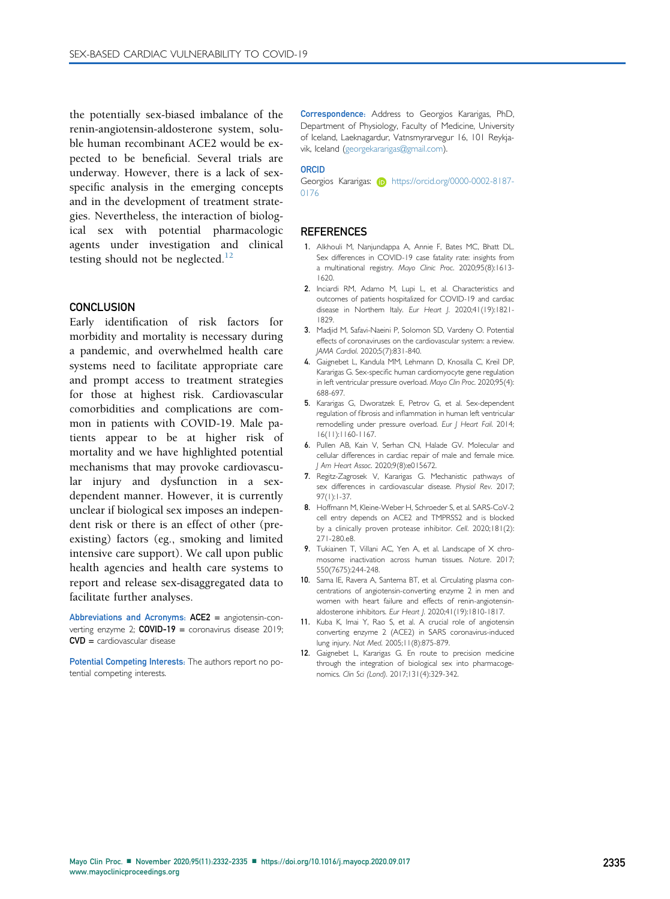the potentially sex-biased imbalance of the renin-angiotensin-aldosterone system, soluble human recombinant ACE2 would be expected to be beneficial. Several trials are underway. However, there is a lack of sex-specific analysis in the emerging concepts and in the development of treatment strategies. Nevertheless, the interaction of biological sex with potential pharmacologic agents under investigation and clinical testing should not be neglected.[12]

## CONCLUSION

Early identification of risk factors for morbidity and mortality is necessary during a pandemic, and overwhelmed health care systems need to facilitate appropriate care and prompt access to treatment strategies for those at highest risk. Cardiovascular comorbidities and complications are common in patients with COVID-19. Male patients appear to be at higher risk of mortality and we have highlighted potential mechanisms that may provoke cardiovascular injury and dysfunction in a sex-dependent manner. However, it is currently unclear if biological sex imposes an independent risk or there is an effect of other (pre-existing) factors (eg., smoking and limited intensive care support). We call upon public health agencies and health care systems to report and release sex-disaggregated data to facilitate further analyses.

**Abbreviations and Acronyms:** **ACE2** = angiotensin-converting enzyme 2; **COVID-19** = coronavirus disease 2019; **CVD** = cardiovascular disease

**Potential Competing Interests:** The authors report no potential competing interests.

**Correspondence:** Address to Georgios Kararigas, PhD, Department of Physiology, Faculty of Medicine, University of Iceland, Laeknagardur, Vatnsmyrarvegur 16, 101 Reykjavik, Iceland (georgekararigas@gmail.com).

**ORCID**

Georgios Kararigas: https://orcid.org/0000-0002-8187-0176

## REFERENCES

1. Alkhouli M, Nanjundappa A, Annie F, Bates MC, Bhatt DL. Sex differences in COVID-19 case fatality rate: insights from a multinational registry. *Mayo Clinic Proc*. 2020;95(8):1613-1620.
2. Inciardi RM, Adamo M, Lupi L, et al. Characteristics and outcomes of patients hospitalized for COVID-19 and cardiac disease in Northern Italy. *Eur Heart J*. 2020;41(19):1821-1829.
3. Madjid M, Safavi-Naeini P, Solomon SD, Vardeny O. Potential effects of coronaviruses on the cardiovascular system: a review. *JAMA Cardiol*. 2020;5(7):831-840.
4. Gaignebet L, Kandula MM, Lehmann D, Knosalla C, Kreil DP, Kararigas G. Sex-specific human cardiomyocyte gene regulation in left ventricular pressure overload. *Mayo Clin Proc*. 2020;95(4):688-697.
5. Kararigas G, Dworatzek E, Petrov G, et al. Sex-dependent regulation of fibrosis and inflammation in human left ventricular remodelling under pressure overload. *Eur J Heart Fail*. 2014;16(11):1160-1167.
6. Pullen AB, Kain V, Serhan CN, Halade GV. Molecular and cellular differences in cardiac repair of male and female mice. *J Am Heart Assoc*. 2020;9(8):e015672.
7. Regitz-Zagrosek V, Kararigas G. Mechanistic pathways of sex differences in cardiovascular disease. *Physiol Rev*. 2017;97(1):1-37.
8. Hoffmann M, Kleine-Weber H, Schroeder S, et al. SARS-CoV-2 cell entry depends on ACE2 and TMPRSS2 and is blocked by a clinically proven protease inhibitor. *Cell*. 2020;181(2):271-280.e8.
9. Tukiainen T, Villani AC, Yen A, et al. Landscape of X chromosome inactivation across human tissues. *Nature*. 2017;550(7675):244-248.
10. Sama IE, Ravera A, Santema BT, et al. Circulating plasma concentrations of angiotensin-converting enzyme 2 in men and women with heart failure and effects of renin-angiotensin-aldosterone inhibitors. *Eur Heart J*. 2020;41(19):1810-1817.
11. Kuba K, Imai Y, Rao S, et al. A crucial role of angiotensin converting enzyme 2 (ACE2) in SARS coronavirus-induced lung injury. *Nat Med*. 2005;11(8):875-879.
12. Gaignebet L, Kararigas G. En route to precision medicine through the integration of biological sex into pharmacogenomics. *Clin Sci (Lond)*. 2017;131(4):329-342.